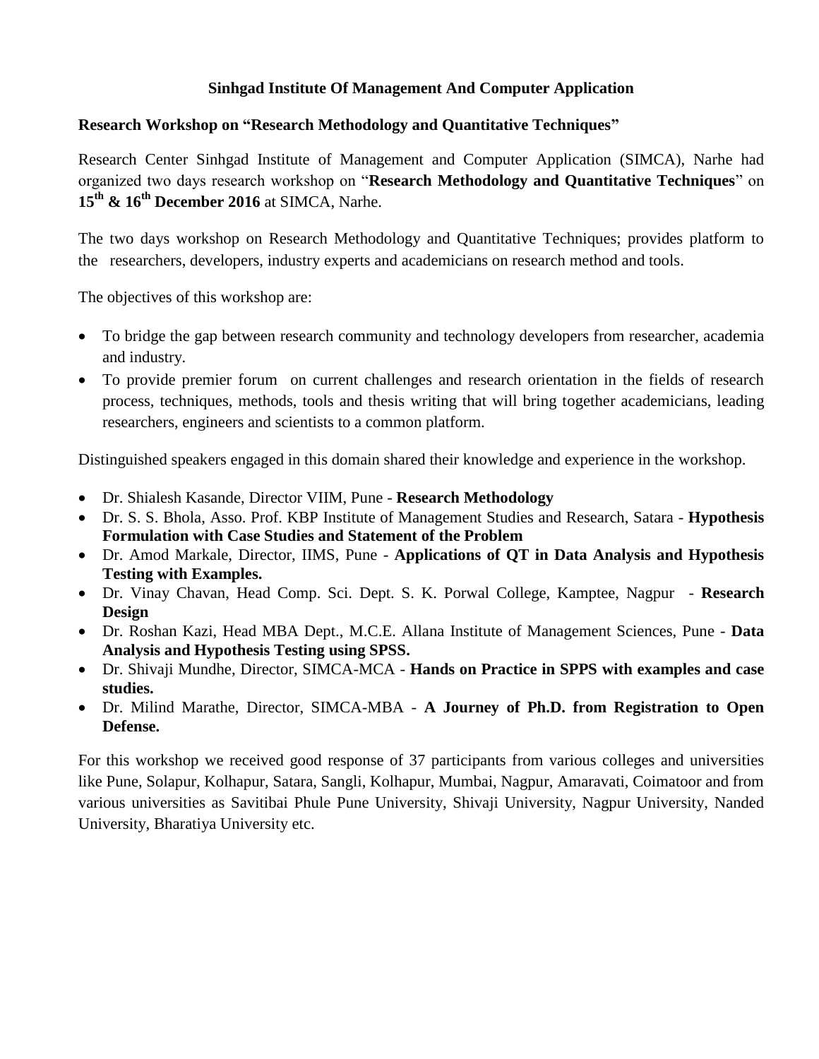# Sinhgad Institute Of Management And Computer Application

## Research Workshop on "Research Methodology and Quantitative Techniques"

Research Center Sinhgad Institute of Management and Computer Application (SIMCA), Narhe had organized two days research workshop on "**Research Methodology and Quantitative Techniques**" on **15th & 16th December 2016** at SIMCA, Narhe.

The two days workshop on Research Methodology and Quantitative Techniques; provides platform to the researchers, developers, industry experts and academicians on research method and tools.

The objectives of this workshop are:

- To bridge the gap between research community and technology developers from researcher, academia and industry.
- To provide premier forum on current challenges and research orientation in the fields of research process, techniques, methods, tools and thesis writing that will bring together academicians, leading researchers, engineers and scientists to a common platform.

Distinguished speakers engaged in this domain shared their knowledge and experience in the workshop.

- Dr. Shialesh Kasande, Director VIIM, Pune - **Research Methodology**
- Dr. S. S. Bhola, Asso. Prof. KBP Institute of Management Studies and Research, Satara - **Hypothesis Formulation with Case Studies and Statement of the Problem**
- Dr. Amod Markale, Director, IIMS, Pune - **Applications of QT in Data Analysis and Hypothesis Testing with Examples.**
- Dr. Vinay Chavan, Head Comp. Sci. Dept. S. K. Porwal College, Kamptee, Nagpur - **Research Design**
- Dr. Roshan Kazi, Head MBA Dept., M.C.E. Allana Institute of Management Sciences, Pune - **Data Analysis and Hypothesis Testing using SPSS.**
- Dr. Shivaji Mundhe, Director, SIMCA-MCA - **Hands on Practice in SPPS with examples and case studies.**
- Dr. Milind Marathe, Director, SIMCA-MBA - **A Journey of Ph.D. from Registration to Open Defense.**

For this workshop we received good response of 37 participants from various colleges and universities like Pune, Solapur, Kolhapur, Satara, Sangli, Kolhapur, Mumbai, Nagpur, Amaravati, Coimatoor and from various universities as Savitibai Phule Pune University, Shivaji University, Nagpur University, Nanded University, Bharatiya University etc.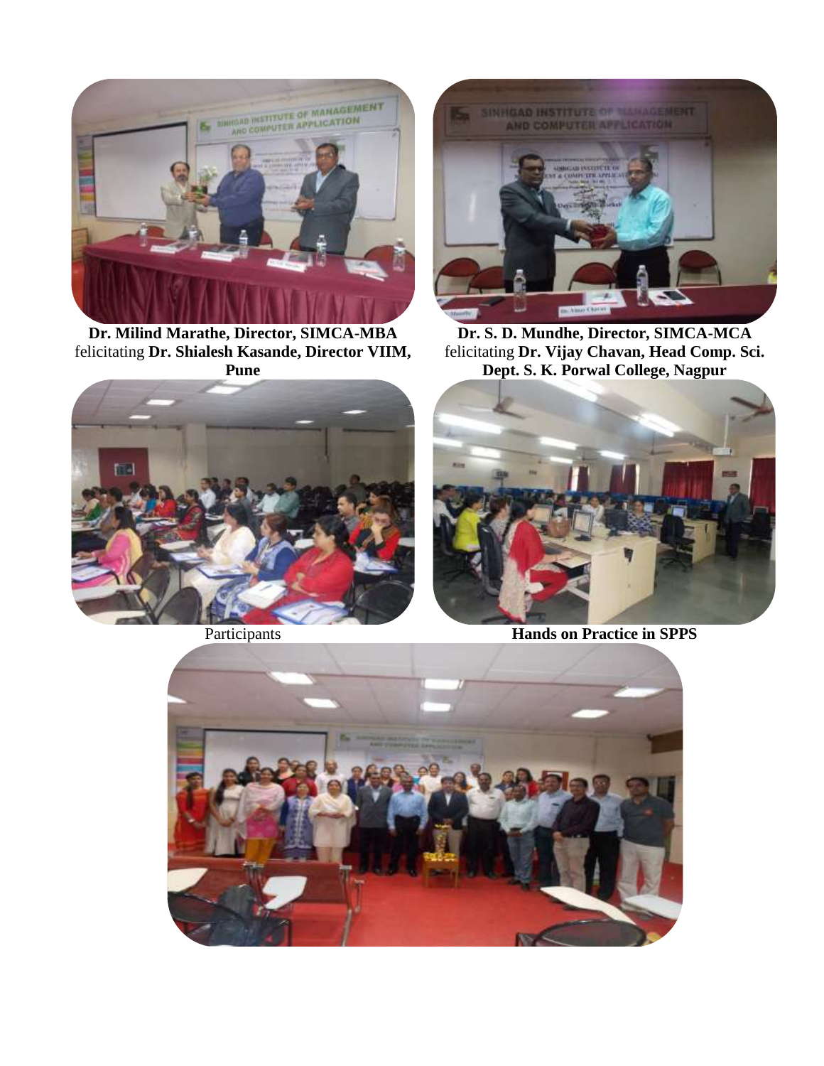**Dr. Milind Marathe, Director, SIMCA-MBA** felicitating **Dr. Shialesh Kasande, Director VIIM, Pune**

**Dr. S. D. Mundhe, Director, SIMCA-MCA** felicitating **Dr. Vijay Chavan, Head Comp. Sci. Dept. S. K. Porwal College, Nagpur**

Participants

**Hands on Practice in SPPS**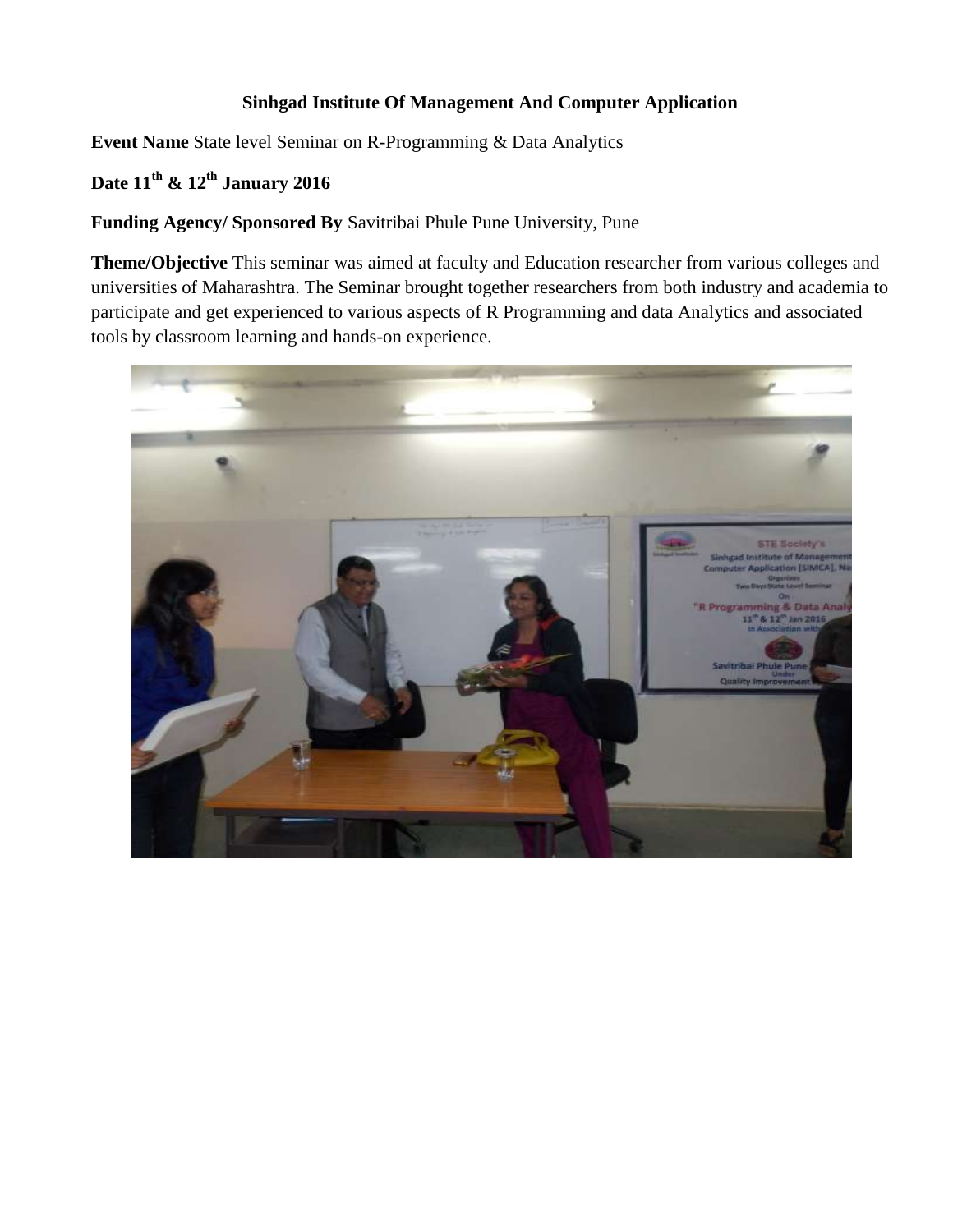**Sinhgad Institute Of Management And Computer Application**

**Event Name** State level Seminar on R-Programming & Data Analytics

**Date 11th & 12th January 2016**

**Funding Agency/ Sponsored By** Savitribai Phule Pune University, Pune

**Theme/Objective** This seminar was aimed at faculty and Education researcher from various colleges and universities of Maharashtra. The Seminar brought together researchers from both industry and academia to participate and get experienced to various aspects of R Programming and data Analytics and associated tools by classroom learning and hands-on experience.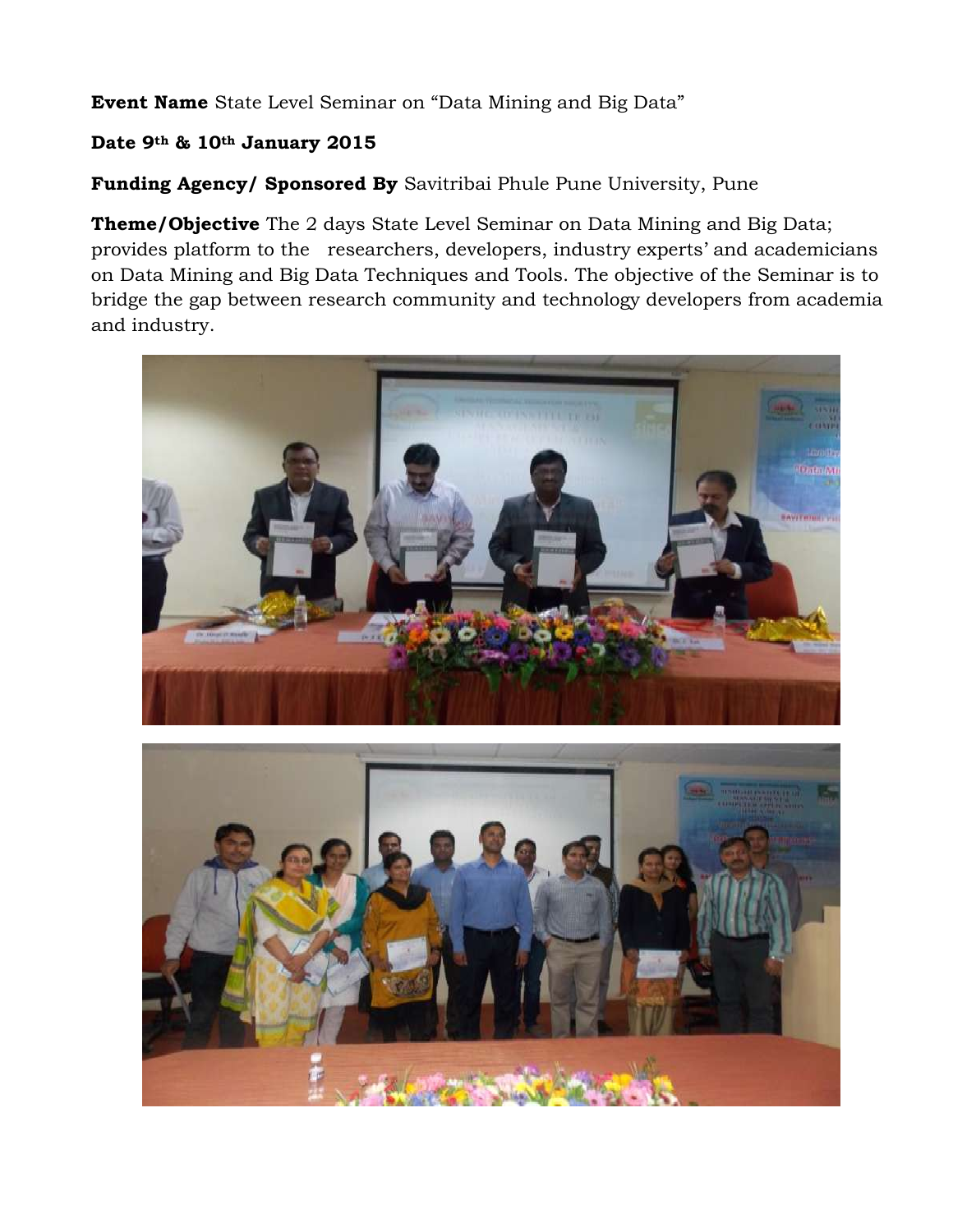**Event Name** State Level Seminar on "Data Mining and Big Data"

**Date 9th & 10th January 2015**

**Funding Agency/ Sponsored By** Savitribai Phule Pune University, Pune

**Theme/Objective** The 2 days State Level Seminar on Data Mining and Big Data; provides platform to the researchers, developers, industry experts' and academicians on Data Mining and Big Data Techniques and Tools. The objective of the Seminar is to bridge the gap between research community and technology developers from academia and industry.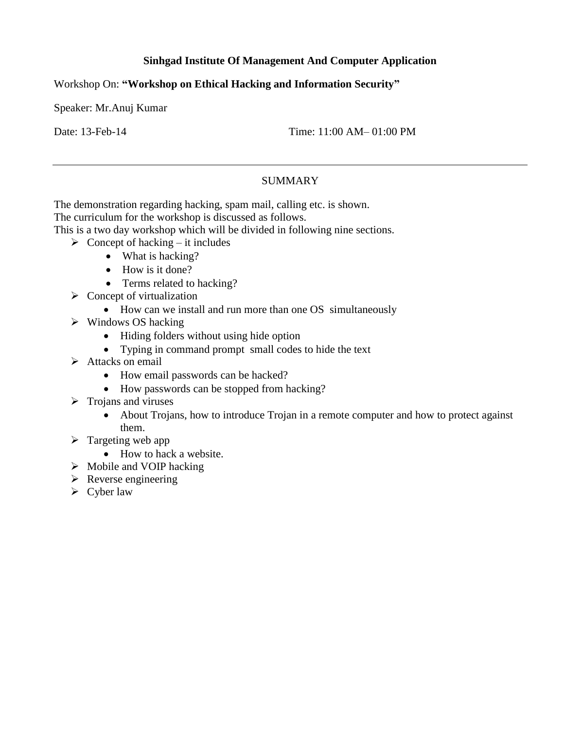**Sinhgad Institute Of Management And Computer Application**

Workshop On: **"Workshop on Ethical Hacking and Information Security"**

Speaker: Mr.Anuj Kumar

Date: 13-Feb-14 Time: 11:00 AM– 01:00 PM

---

SUMMARY

The demonstration regarding hacking, spam mail, calling etc. is shown.
The curriculum for the workshop is discussed as follows.
This is a two day workshop which will be divided in following nine sections.

- Concept of hacking – it includes
  - What is hacking?
  - How is it done?
  - Terms related to hacking?
- Concept of virtualization
  - How can we install and run more than one OS simultaneously
- Windows OS hacking
  - Hiding folders without using hide option
  - Typing in command prompt small codes to hide the text
- Attacks on email
  - How email passwords can be hacked?
  - How passwords can be stopped from hacking?
- Trojans and viruses
  - About Trojans, how to introduce Trojan in a remote computer and how to protect against them.
- Targeting web app
  - How to hack a website.
- Mobile and VOIP hacking
- Reverse engineering
- Cyber law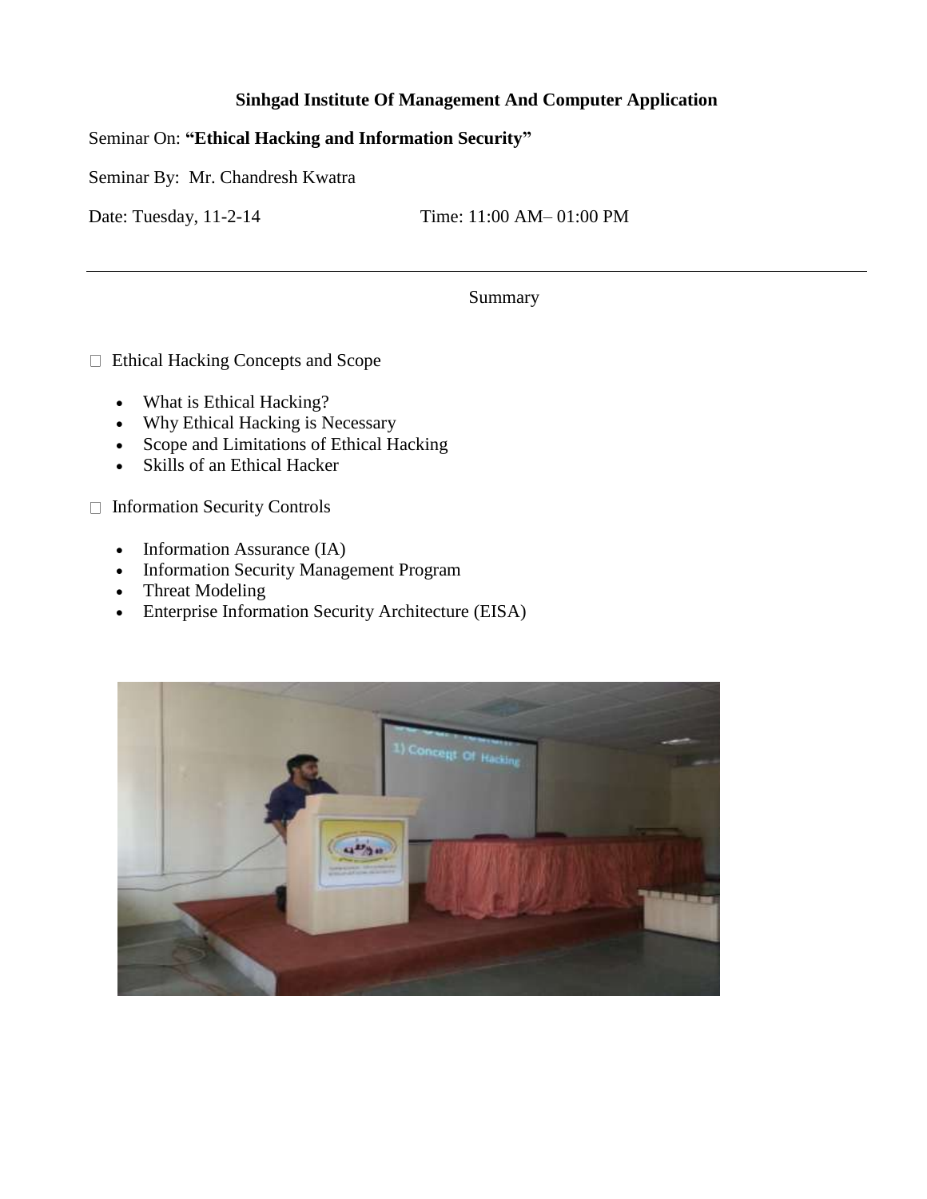**Sinhgad Institute Of Management And Computer Application**

Seminar On: **"Ethical Hacking and Information Security"**

Seminar By: Mr. Chandresh Kwatra

Date: Tuesday, 11-2-14 Time: 11:00 AM– 01:00 PM

---

Summary

- Ethical Hacking Concepts and Scope
  - What is Ethical Hacking?
  - Why Ethical Hacking is Necessary
  - Scope and Limitations of Ethical Hacking
  - Skills of an Ethical Hacker
- Information Security Controls
  - Information Assurance (IA)
  - Information Security Management Program
  - Threat Modeling
  - Enterprise Information Security Architecture (EISA)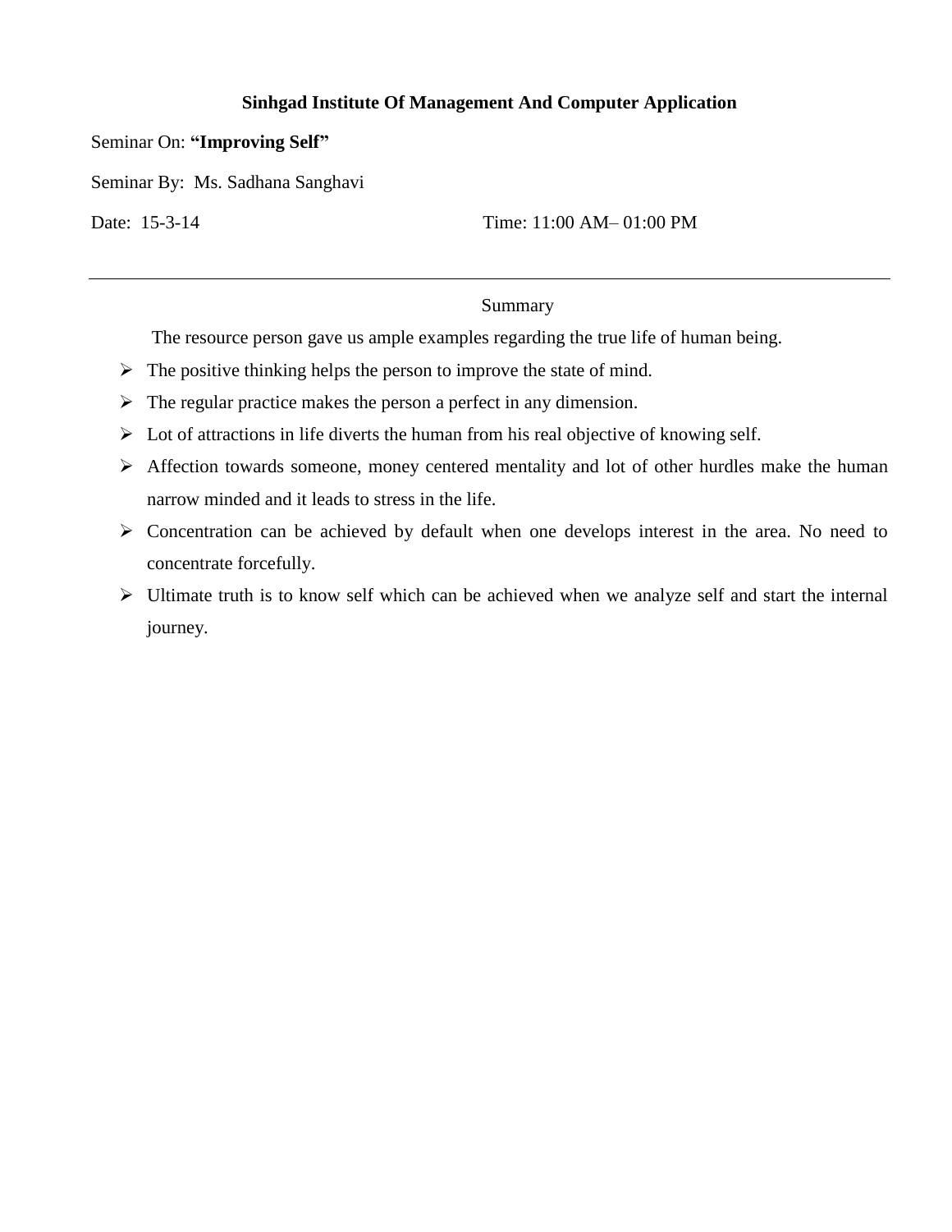**Sinhgad Institute Of Management And Computer Application**

Seminar On: **"Improving Self"**

Seminar By: Ms. Sadhana Sanghavi

Date: 15-3-14 Time: 11:00 AM– 01:00 PM

---

Summary

The resource person gave us ample examples regarding the true life of human being.

- The positive thinking helps the person to improve the state of mind.
- The regular practice makes the person a perfect in any dimension.
- Lot of attractions in life diverts the human from his real objective of knowing self.
- Affection towards someone, money centered mentality and lot of other hurdles make the human narrow minded and it leads to stress in the life.
- Concentration can be achieved by default when one develops interest in the area. No need to concentrate forcefully.
- Ultimate truth is to know self which can be achieved when we analyze self and start the internal journey.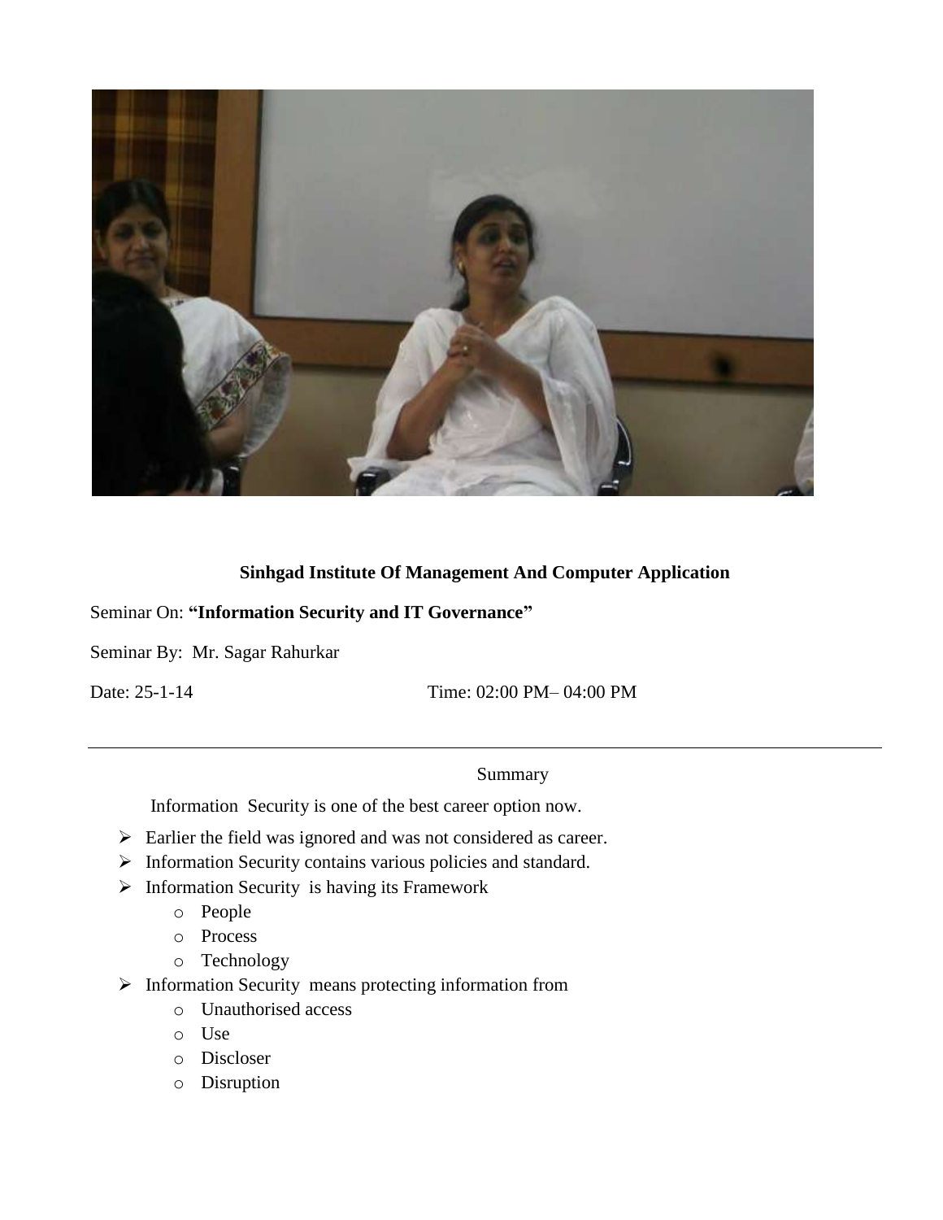**Sinhgad Institute Of Management And Computer Application**

Seminar On: **"Information Security and IT Governance"**

Seminar By: Mr. Sagar Rahurkar

Date: 25-1-14 Time: 02:00 PM– 04:00 PM

---

Summary

Information Security is one of the best career option now.

- Earlier the field was ignored and was not considered as career.
- Information Security contains various policies and standard.
- Information Security is having its Framework
  - People
  - Process
  - Technology
- Information Security means protecting information from
  - Unauthorised access
  - Use
  - Discloser
  - Disruption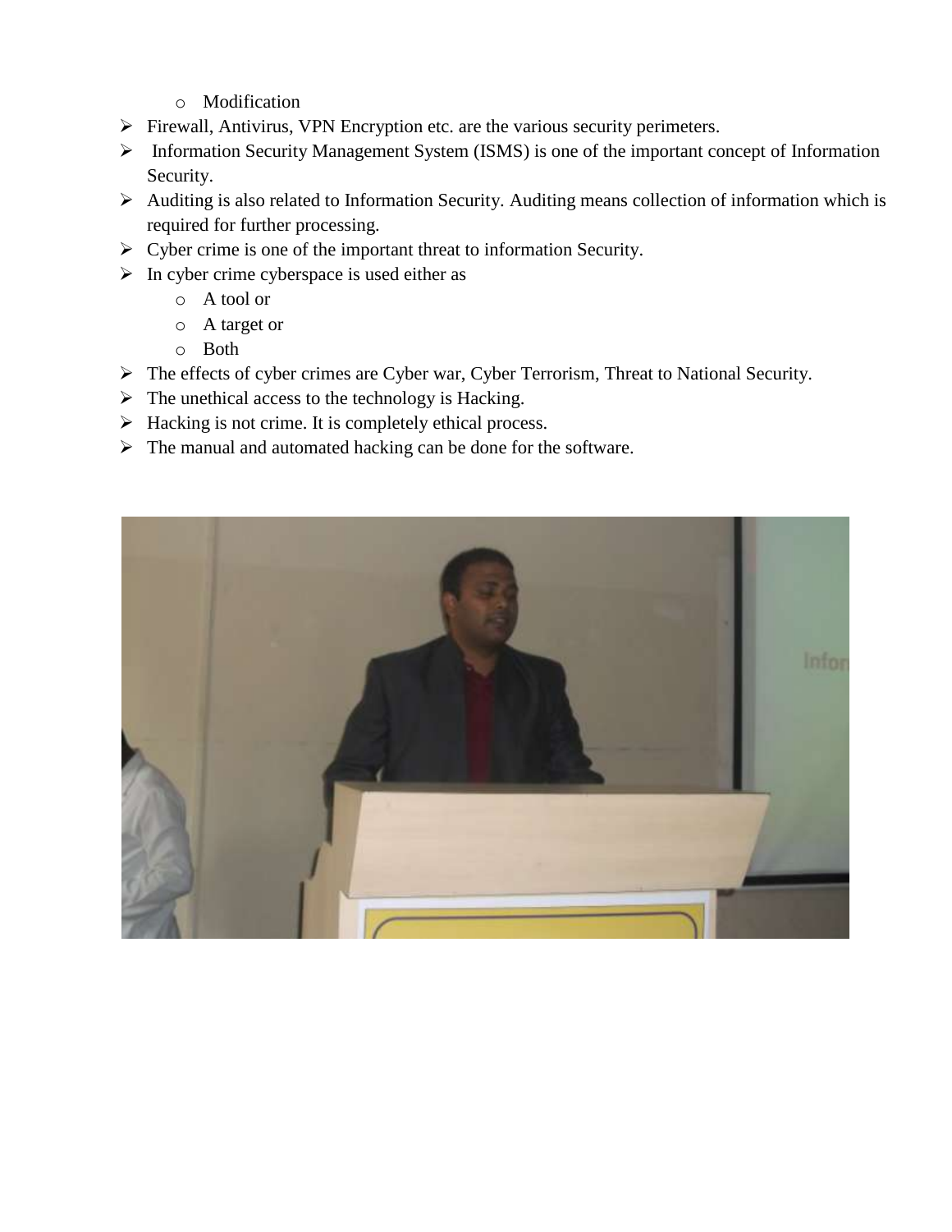- Modification
- Firewall, Antivirus, VPN Encryption etc. are the various security perimeters.
- Information Security Management System (ISMS) is one of the important concept of Information Security.
- Auditing is also related to Information Security. Auditing means collection of information which is required for further processing.
- Cyber crime is one of the important threat to information Security.
- In cyber crime cyberspace is used either as
  - A tool or
  - A target or
  - Both
- The effects of cyber crimes are Cyber war, Cyber Terrorism, Threat to National Security.
- The unethical access to the technology is Hacking.
- Hacking is not crime. It is completely ethical process.
- The manual and automated hacking can be done for the software.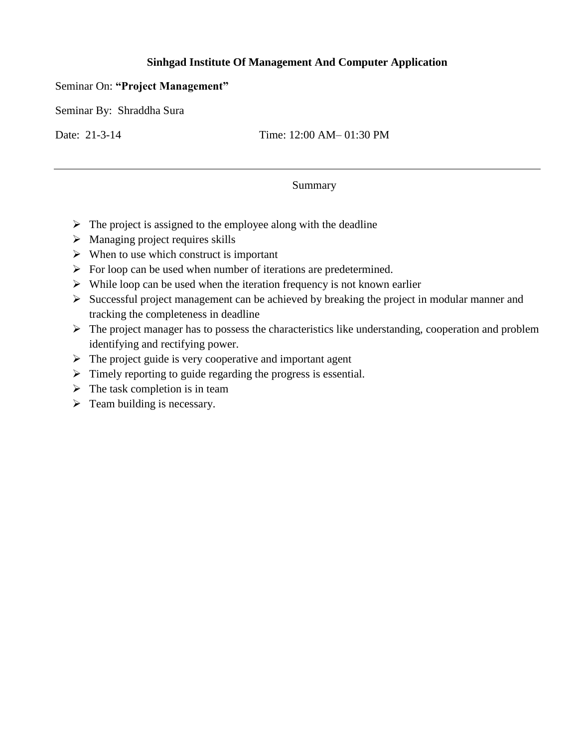**Sinhgad Institute Of Management And Computer Application**

Seminar On: **"Project Management"**

Seminar By: Shraddha Sura

Date: 21-3-14 Time: 12:00 AM– 01:30 PM

---

Summary

- The project is assigned to the employee along with the deadline
- Managing project requires skills
- When to use which construct is important
- For loop can be used when number of iterations are predetermined.
- While loop can be used when the iteration frequency is not known earlier
- Successful project management can be achieved by breaking the project in modular manner and tracking the completeness in deadline
- The project manager has to possess the characteristics like understanding, cooperation and problem identifying and rectifying power.
- The project guide is very cooperative and important agent
- Timely reporting to guide regarding the progress is essential.
- The task completion is in team
- Team building is necessary.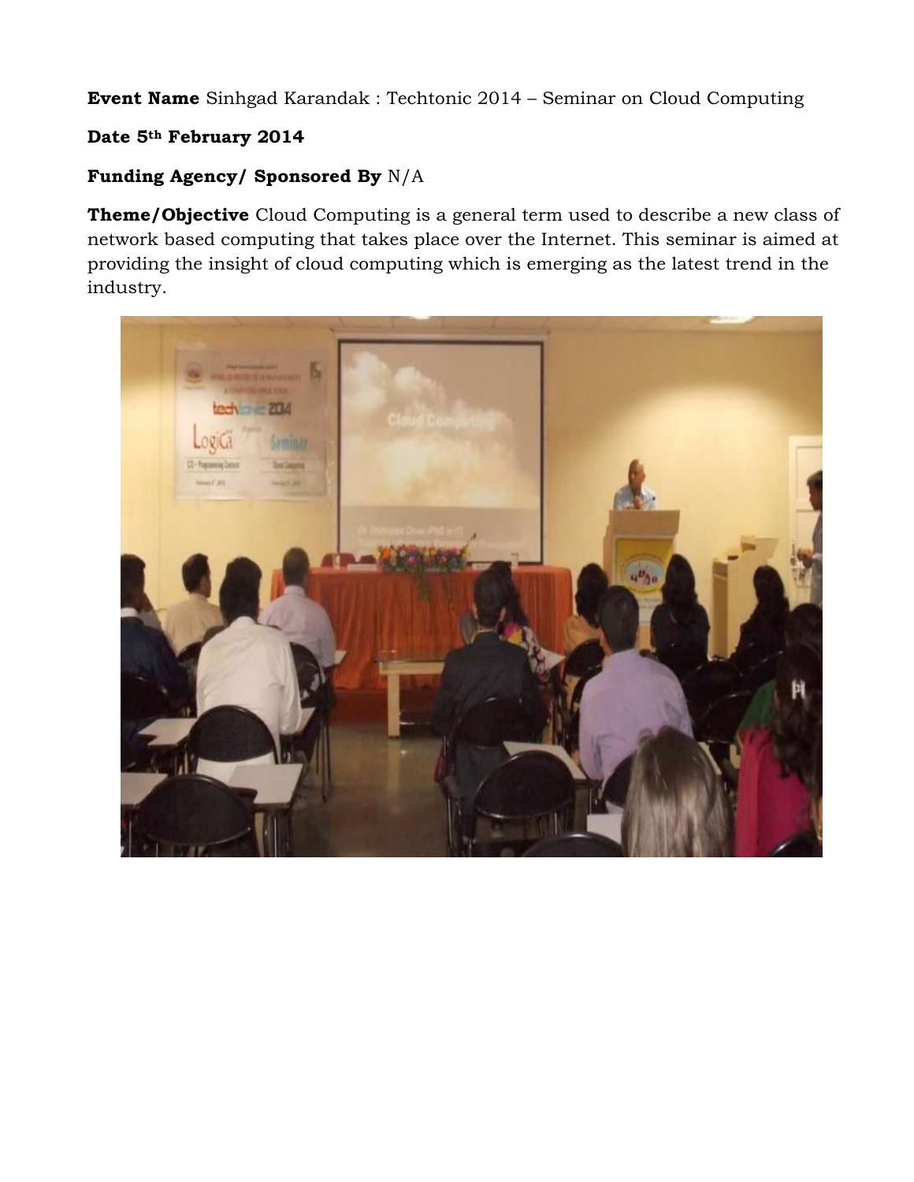**Event Name** Sinhgad Karandak : Techtonic 2014 – Seminar on Cloud Computing

**Date 5th February 2014**

**Funding Agency/ Sponsored By** N/A

**Theme/Objective** Cloud Computing is a general term used to describe a new class of network based computing that takes place over the Internet. This seminar is aimed at providing the insight of cloud computing which is emerging as the latest trend in the industry.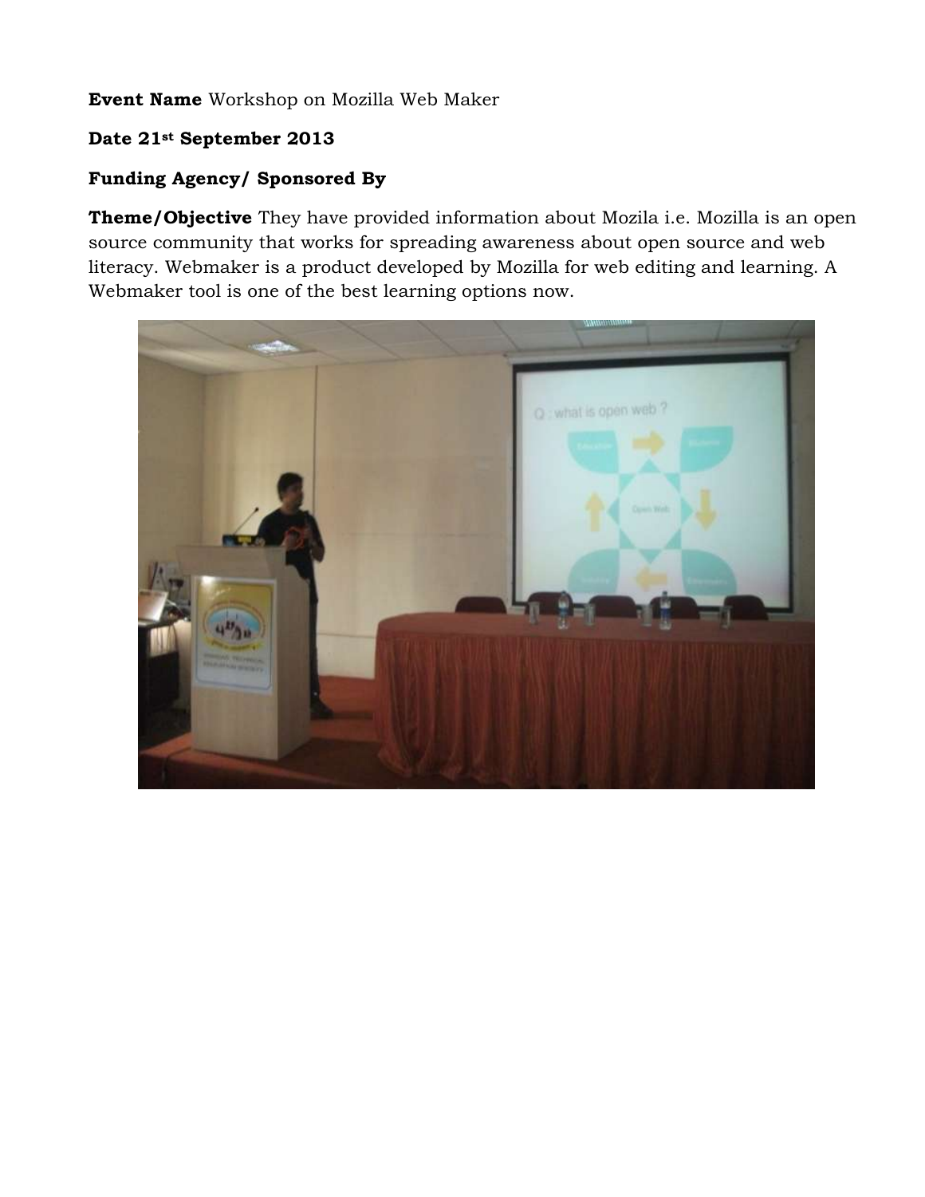**Event Name** Workshop on Mozilla Web Maker

**Date 21st September 2013**

**Funding Agency/ Sponsored By**

**Theme/Objective** They have provided information about Mozila i.e. Mozilla is an open source community that works for spreading awareness about open source and web literacy. Webmaker is a product developed by Mozilla for web editing and learning. A Webmaker tool is one of the best learning options now.